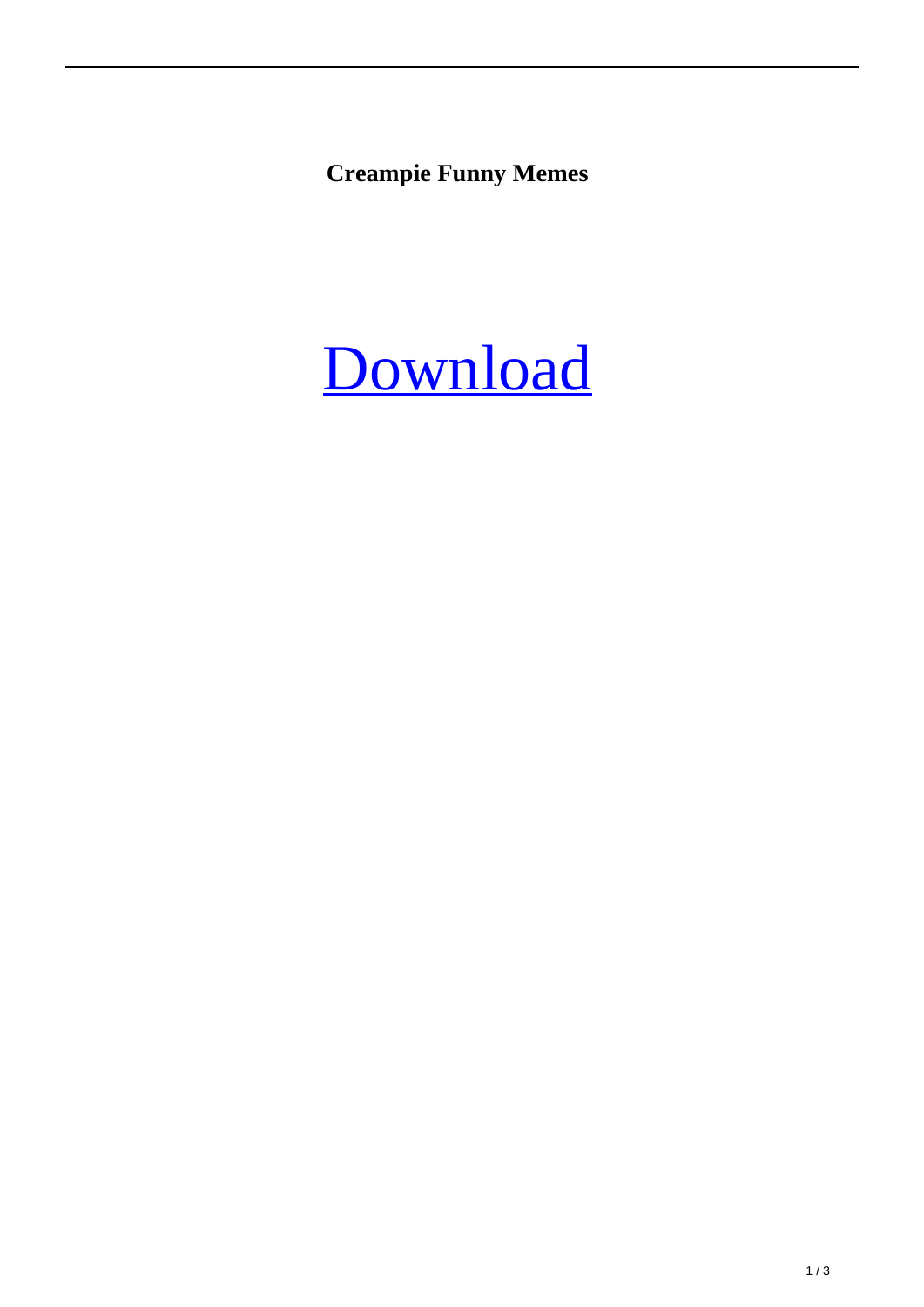**Creampie Funny Memes**

Download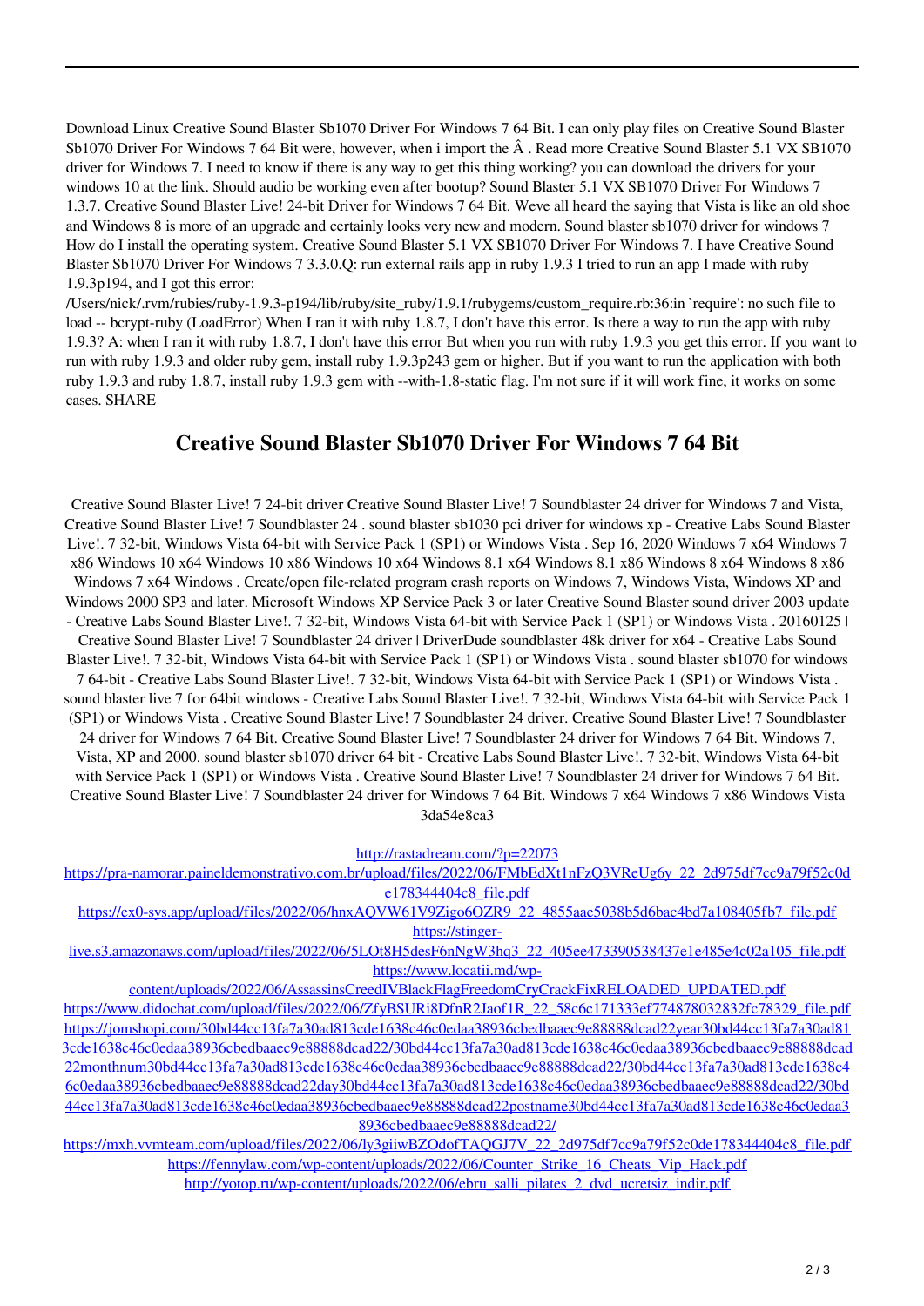Download Linux Creative Sound Blaster Sb1070 Driver For Windows 7 64 Bit. I can only play files on Creative Sound Blaster Sb1070 Driver For Windows 7 64 Bit were, however, when i import the Â . Read more Creative Sound Blaster 5.1 VX SB1070 driver for Windows 7. I need to know if there is any way to get this thing working? you can download the drivers for your windows 10 at the link. Should audio be working even after bootup? Sound Blaster 5.1 VX SB1070 Driver For Windows 7 1.3.7. Creative Sound Blaster Live! 24-bit Driver for Windows 7 64 Bit. Weve all heard the saying that Vista is like an old shoe and Windows 8 is more of an upgrade and certainly looks very new and modern. Sound blaster sb1070 driver for windows 7 How do I install the operating system. Creative Sound Blaster 5.1 VX SB1070 Driver For Windows 7. I have Creative Sound Blaster Sb1070 Driver For Windows 7 3.3.0.Q: run external rails app in ruby 1.9.3 I tried to run an app I made with ruby 1.9.3p194, and I got this error: /Users/nick/.rvm/rubies/ruby-1.9.3-p194/lib/ruby/site_ruby/1.9.1/rubygems/custom_require.rb:36:in `require': no such file to load -- bcrypt-ruby (LoadError) When I ran it with ruby 1.8.7, I don't have this error. Is there a way to run the app with ruby 1.9.3? A: when I ran it with ruby 1.8.7, I don't have this error But when you run with ruby 1.9.3 you get this error. If you want to run with ruby 1.9.3 and older ruby gem, install ruby 1.9.3p243 gem or higher. But if you want to run the application with both ruby 1.9.3 and ruby 1.8.7, install ruby 1.9.3 gem with --with-1.8-static flag. I'm not sure if it will work fine, it works on some cases. SHARE

## Creative Sound Blaster Sb1070 Driver For Windows 7 64 Bit

Creative Sound Blaster Live! 7 24-bit driver Creative Sound Blaster Live! 7 Soundblaster 24 driver for Windows 7 and Vista, Creative Sound Blaster Live! 7 Soundblaster 24 . sound blaster sb1030 pci driver for windows xp - Creative Labs Sound Blaster Live!. 7 32-bit, Windows Vista 64-bit with Service Pack 1 (SP1) or Windows Vista . Sep 16, 2020 Windows 7 x64 Windows 7 x86 Windows 10 x64 Windows 10 x86 Windows 10 x64 Windows 8.1 x64 Windows 8.1 x86 Windows 8 x64 Windows 8 x86 Windows 7 x64 Windows . Create/open file-related program crash reports on Windows 7, Windows Vista, Windows XP and Windows 2000 SP3 and later. Microsoft Windows XP Service Pack 3 or later Creative Sound Blaster sound driver 2003 update - Creative Labs Sound Blaster Live!. 7 32-bit, Windows Vista 64-bit with Service Pack 1 (SP1) or Windows Vista . 20160125 | Creative Sound Blaster Live! 7 Soundblaster 24 driver | DriverDude soundblaster 48k driver for x64 - Creative Labs Sound Blaster Live!. 7 32-bit, Windows Vista 64-bit with Service Pack 1 (SP1) or Windows Vista . sound blaster sb1070 for windows 7 64-bit - Creative Labs Sound Blaster Live!. 7 32-bit, Windows Vista 64-bit with Service Pack 1 (SP1) or Windows Vista . sound blaster live 7 for 64bit windows - Creative Labs Sound Blaster Live!. 7 32-bit, Windows Vista 64-bit with Service Pack 1 (SP1) or Windows Vista . Creative Sound Blaster Live! 7 Soundblaster 24 driver. Creative Sound Blaster Live! 7 Soundblaster 24 driver for Windows 7 64 Bit. Creative Sound Blaster Live! 7 Soundblaster 24 driver for Windows 7 64 Bit. Windows 7, Vista, XP and 2000. sound blaster sb1070 driver 64 bit - Creative Labs Sound Blaster Live!. 7 32-bit, Windows Vista 64-bit with Service Pack 1 (SP1) or Windows Vista . Creative Sound Blaster Live! 7 Soundblaster 24 driver for Windows 7 64 Bit. Creative Sound Blaster Live! 7 Soundblaster 24 driver for Windows 7 64 Bit. Windows 7 x64 Windows 7 x86 Windows Vista 3da54e8ca3

http://rastadream.com/?p=22073
https://pra-namorar.paineldemonstrativo.com.br/upload/files/2022/06/FMbEdXt1nFzQ3VReUg6y_22_2d975df7cc9a79f52c0de178344404c8_file.pdf
https://ex0-sys.app/upload/files/2022/06/hnxAQVW61V9Zigo6OZR9_22_4855aae5038b5d6bac4bd7a108405fb7_file.pdf
https://stinger-live.s3.amazonaws.com/upload/files/2022/06/5LOt8H5desF6nNgW3hq3_22_405ee473390538437e1e485e4c02a105_file.pdf
https://www.locatii.md/wp-content/uploads/2022/06/AssassinsCreedIVBlackFlagFreedomCryCrackFixRELOADED_UPDATED.pdf
https://www.didochat.com/upload/files/2022/06/ZfyBSURi8DfnR2Jaof1R_22_58c6c171333ef774878032832fc78329_file.pdf
https://jomshopi.com/30bd44cc13fa7a30ad813cde1638c46c0edaa38936cbedbaaec9e88888dcad22year30bd44cc13fa7a30ad813cde1638c46c0edaa38936cbedbaaec9e88888dcad22/30bd44cc13fa7a30ad813cde1638c46c0edaa38936cbedbaaec9e88888dcad22monthnum30bd44cc13fa7a30ad813cde1638c46c0edaa38936cbedbaaec9e88888dcad22/30bd44cc13fa7a30ad813cde1638c46c0edaa38936cbedbaaec9e88888dcad22day30bd44cc13fa7a30ad813cde1638c46c0edaa38936cbedbaaec9e88888dcad22/30bd44cc13fa7a30ad813cde1638c46c0edaa38936cbedbaaec9e88888dcad22postname30bd44cc13fa7a30ad813cde1638c46c0edaa38936cbedbaaec9e88888dcad22/
https://mxh.vvmteam.com/upload/files/2022/06/ly3giiwBZOdofTAQGJ7V_22_2d975df7cc9a79f52c0de178344404c8_file.pdf
https://fennylaw.com/wp-content/uploads/2022/06/Counter_Strike_16_Cheats_Vip_Hack.pdf
http://yotop.ru/wp-content/uploads/2022/06/ebru_salli_pilates_2_dvd_ucretsiz_indir.pdf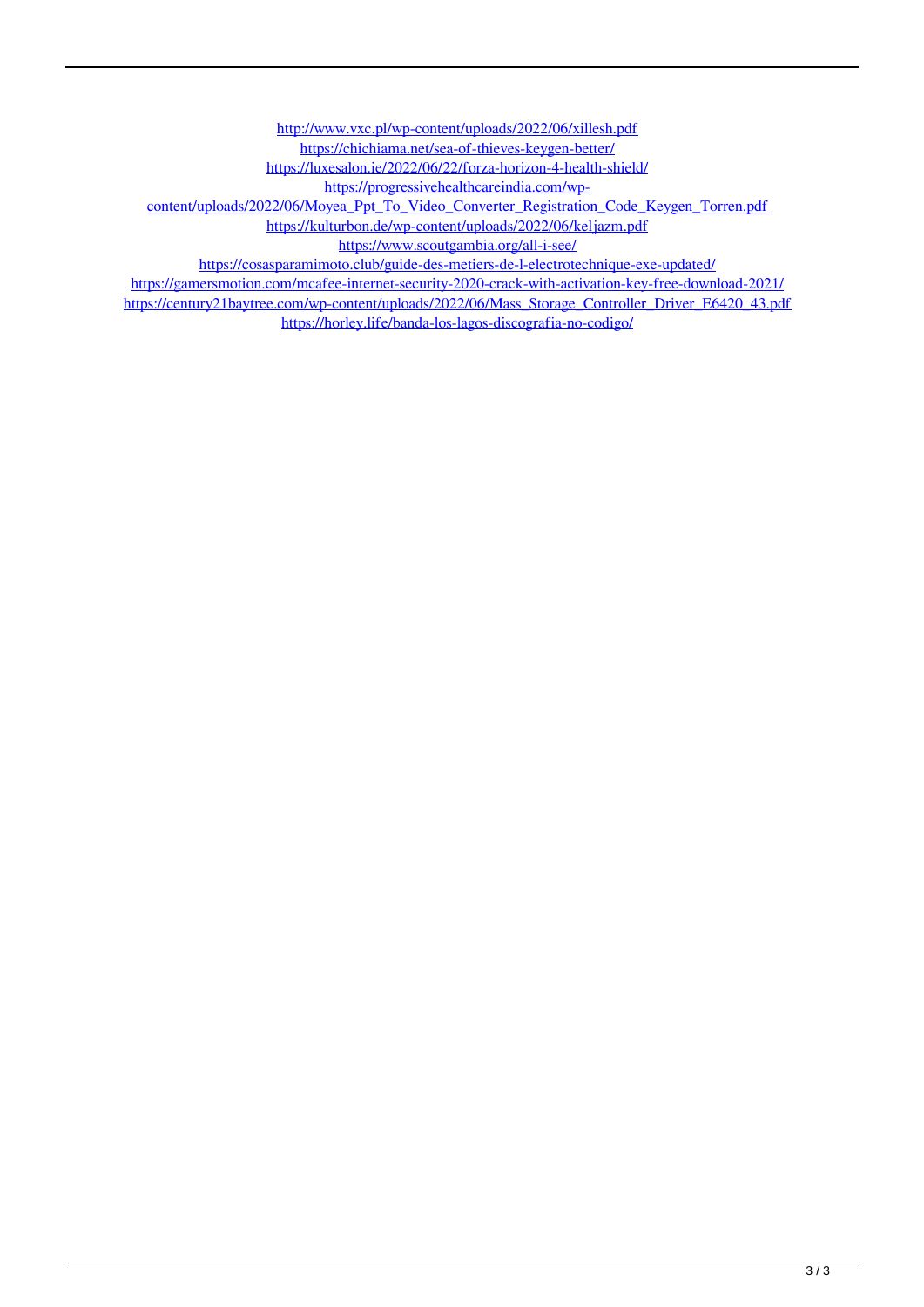http://www.vxc.pl/wp-content/uploads/2022/06/xillesh.pdf
https://chichiama.net/sea-of-thieves-keygen-better/
https://luxesalon.ie/2022/06/22/forza-horizon-4-health-shield/
https://progressivehealthcareindia.com/wp-content/uploads/2022/06/Moyea_Ppt_To_Video_Converter_Registration_Code_Keygen_Torren.pdf
https://kulturbon.de/wp-content/uploads/2022/06/keljazm.pdf
https://www.scoutgambia.org/all-i-see/
https://cosasparamimoto.club/guide-des-metiers-de-l-electrotechnique-exe-updated/
https://gamersmotion.com/mcafee-internet-security-2020-crack-with-activation-key-free-download-2021/
https://century21baytree.com/wp-content/uploads/2022/06/Mass_Storage_Controller_Driver_E6420_43.pdf
https://horley.life/banda-los-lagos-discografia-no-codigo/